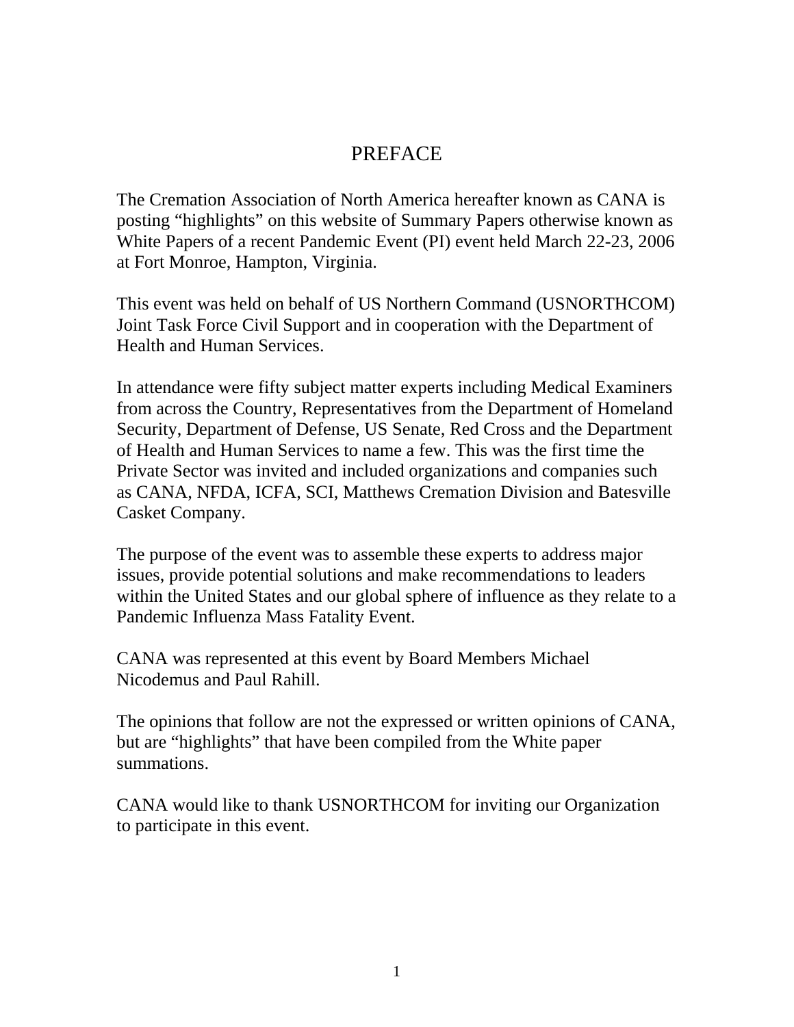# PREFACE

The Cremation Association of North America hereafter known as CANA is posting “highlights” on this website of Summary Papers otherwise known as White Papers of a recent Pandemic Event (PI) event held March 22-23, 2006 at Fort Monroe, Hampton, Virginia.

This event was held on behalf of US Northern Command (USNORTHCOM) Joint Task Force Civil Support and in cooperation with the Department of Health and Human Services.

In attendance were fifty subject matter experts including Medical Examiners from across the Country, Representatives from the Department of Homeland Security, Department of Defense, US Senate, Red Cross and the Department of Health and Human Services to name a few. This was the first time the Private Sector was invited and included organizations and companies such as CANA, NFDA, ICFA, SCI, Matthews Cremation Division and Batesville Casket Company.

The purpose of the event was to assemble these experts to address major issues, provide potential solutions and make recommendations to leaders within the United States and our global sphere of influence as they relate to a Pandemic Influenza Mass Fatality Event.

CANA was represented at this event by Board Members Michael Nicodemus and Paul Rahill.

The opinions that follow are not the expressed or written opinions of CANA, but are “highlights” that have been compiled from the White paper summations.

CANA would like to thank USNORTHCOM for inviting our Organization to participate in this event.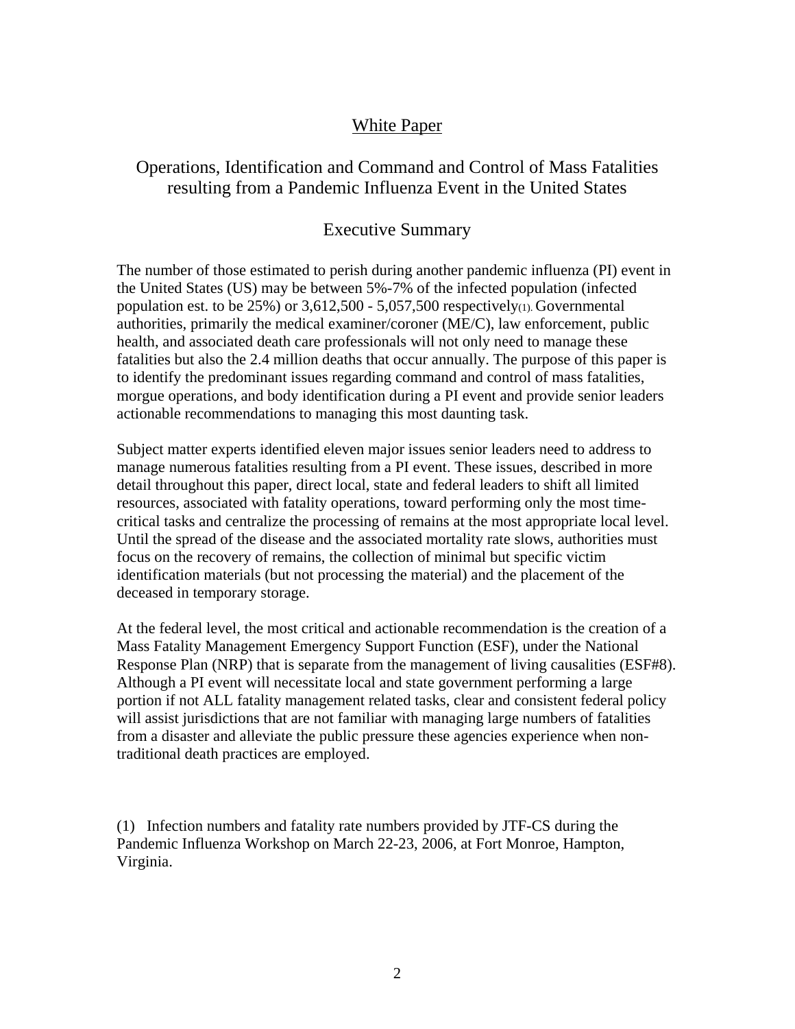# White Paper

## Operations, Identification and Command and Control of Mass Fatalities resulting from a Pandemic Influenza Event in the United States

## Executive Summary

The number of those estimated to perish during another pandemic influenza (PI) event in the United States (US) may be between 5%-7% of the infected population (infected population est. to be 25%) or 3,612,500 - 5,057,500 respectively[(1)]. Governmental authorities, primarily the medical examiner/coroner (ME/C), law enforcement, public health, and associated death care professionals will not only need to manage these fatalities but also the 2.4 million deaths that occur annually. The purpose of this paper is to identify the predominant issues regarding command and control of mass fatalities, morgue operations, and body identification during a PI event and provide senior leaders actionable recommendations to managing this most daunting task.

Subject matter experts identified eleven major issues senior leaders need to address to manage numerous fatalities resulting from a PI event. These issues, described in more detail throughout this paper, direct local, state and federal leaders to shift all limited resources, associated with fatality operations, toward performing only the most time-critical tasks and centralize the processing of remains at the most appropriate local level. Until the spread of the disease and the associated mortality rate slows, authorities must focus on the recovery of remains, the collection of minimal but specific victim identification materials (but not processing the material) and the placement of the deceased in temporary storage.

At the federal level, the most critical and actionable recommendation is the creation of a Mass Fatality Management Emergency Support Function (ESF), under the National Response Plan (NRP) that is separate from the management of living causalities (ESF#8). Although a PI event will necessitate local and state government performing a large portion if not ALL fatality management related tasks, clear and consistent federal policy will assist jurisdictions that are not familiar with managing large numbers of fatalities from a disaster and alleviate the public pressure these agencies experience when non-traditional death practices are employed.

(1) Infection numbers and fatality rate numbers provided by JTF-CS during the Pandemic Influenza Workshop on March 22-23, 2006, at Fort Monroe, Hampton, Virginia.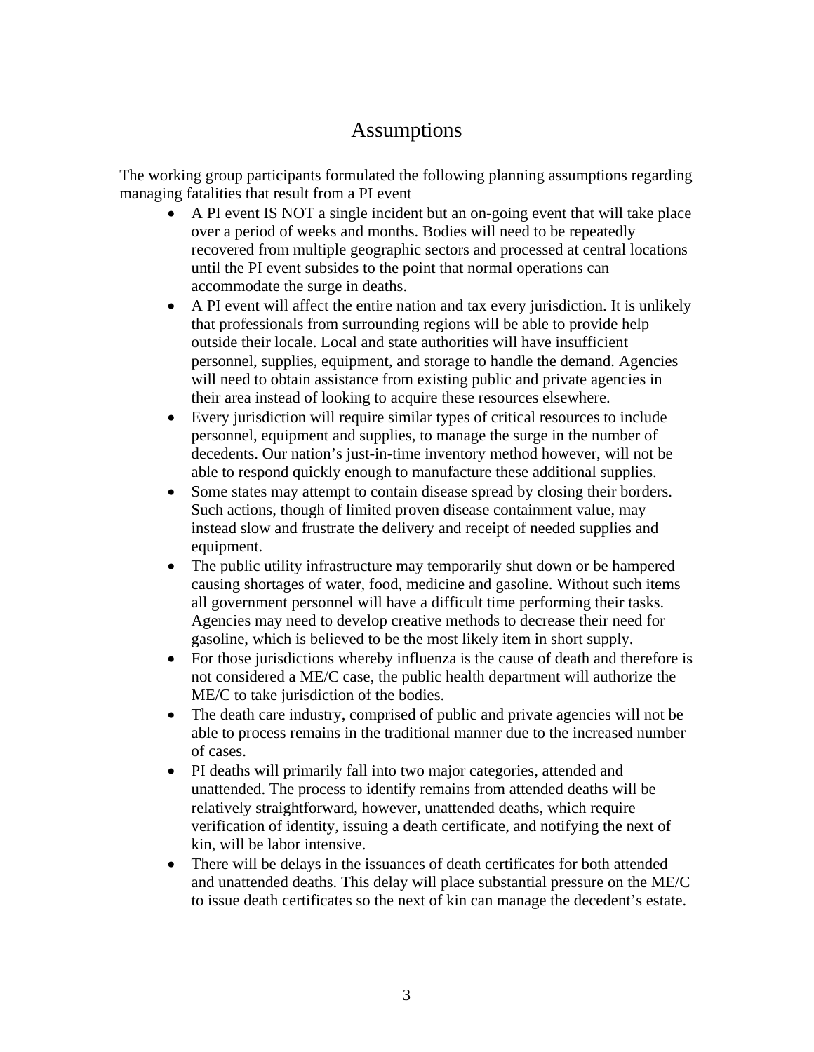# Assumptions

The working group participants formulated the following planning assumptions regarding managing fatalities that result from a PI event

- A PI event IS NOT a single incident but an on-going event that will take place over a period of weeks and months. Bodies will need to be repeatedly recovered from multiple geographic sectors and processed at central locations until the PI event subsides to the point that normal operations can accommodate the surge in deaths.
- A PI event will affect the entire nation and tax every jurisdiction. It is unlikely that professionals from surrounding regions will be able to provide help outside their locale. Local and state authorities will have insufficient personnel, supplies, equipment, and storage to handle the demand. Agencies will need to obtain assistance from existing public and private agencies in their area instead of looking to acquire these resources elsewhere.
- Every jurisdiction will require similar types of critical resources to include personnel, equipment and supplies, to manage the surge in the number of decedents. Our nation's just-in-time inventory method however, will not be able to respond quickly enough to manufacture these additional supplies.
- Some states may attempt to contain disease spread by closing their borders. Such actions, though of limited proven disease containment value, may instead slow and frustrate the delivery and receipt of needed supplies and equipment.
- The public utility infrastructure may temporarily shut down or be hampered causing shortages of water, food, medicine and gasoline. Without such items all government personnel will have a difficult time performing their tasks. Agencies may need to develop creative methods to decrease their need for gasoline, which is believed to be the most likely item in short supply.
- For those jurisdictions whereby influenza is the cause of death and therefore is not considered a ME/C case, the public health department will authorize the ME/C to take jurisdiction of the bodies.
- The death care industry, comprised of public and private agencies will not be able to process remains in the traditional manner due to the increased number of cases.
- PI deaths will primarily fall into two major categories, attended and unattended. The process to identify remains from attended deaths will be relatively straightforward, however, unattended deaths, which require verification of identity, issuing a death certificate, and notifying the next of kin, will be labor intensive.
- There will be delays in the issuances of death certificates for both attended and unattended deaths. This delay will place substantial pressure on the ME/C to issue death certificates so the next of kin can manage the decedent's estate.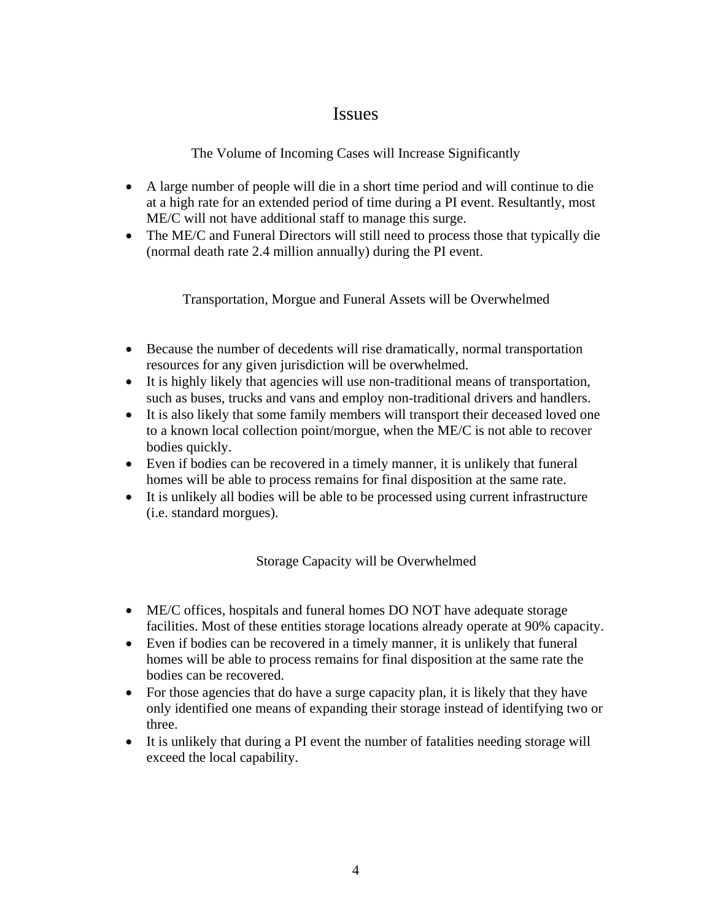# Issues

## The Volume of Incoming Cases will Increase Significantly

- A large number of people will die in a short time period and will continue to die at a high rate for an extended period of time during a PI event. Resultantly, most ME/C will not have additional staff to manage this surge.
- The ME/C and Funeral Directors will still need to process those that typically die (normal death rate 2.4 million annually) during the PI event.

## Transportation, Morgue and Funeral Assets will be Overwhelmed

- Because the number of decedents will rise dramatically, normal transportation resources for any given jurisdiction will be overwhelmed.
- It is highly likely that agencies will use non-traditional means of transportation, such as buses, trucks and vans and employ non-traditional drivers and handlers.
- It is also likely that some family members will transport their deceased loved one to a known local collection point/morgue, when the ME/C is not able to recover bodies quickly.
- Even if bodies can be recovered in a timely manner, it is unlikely that funeral homes will be able to process remains for final disposition at the same rate.
- It is unlikely all bodies will be able to be processed using current infrastructure (i.e. standard morgues).

## Storage Capacity will be Overwhelmed

- ME/C offices, hospitals and funeral homes DO NOT have adequate storage facilities. Most of these entities storage locations already operate at 90% capacity.
- Even if bodies can be recovered in a timely manner, it is unlikely that funeral homes will be able to process remains for final disposition at the same rate the bodies can be recovered.
- For those agencies that do have a surge capacity plan, it is likely that they have only identified one means of expanding their storage instead of identifying two or three.
- It is unlikely that during a PI event the number of fatalities needing storage will exceed the local capability.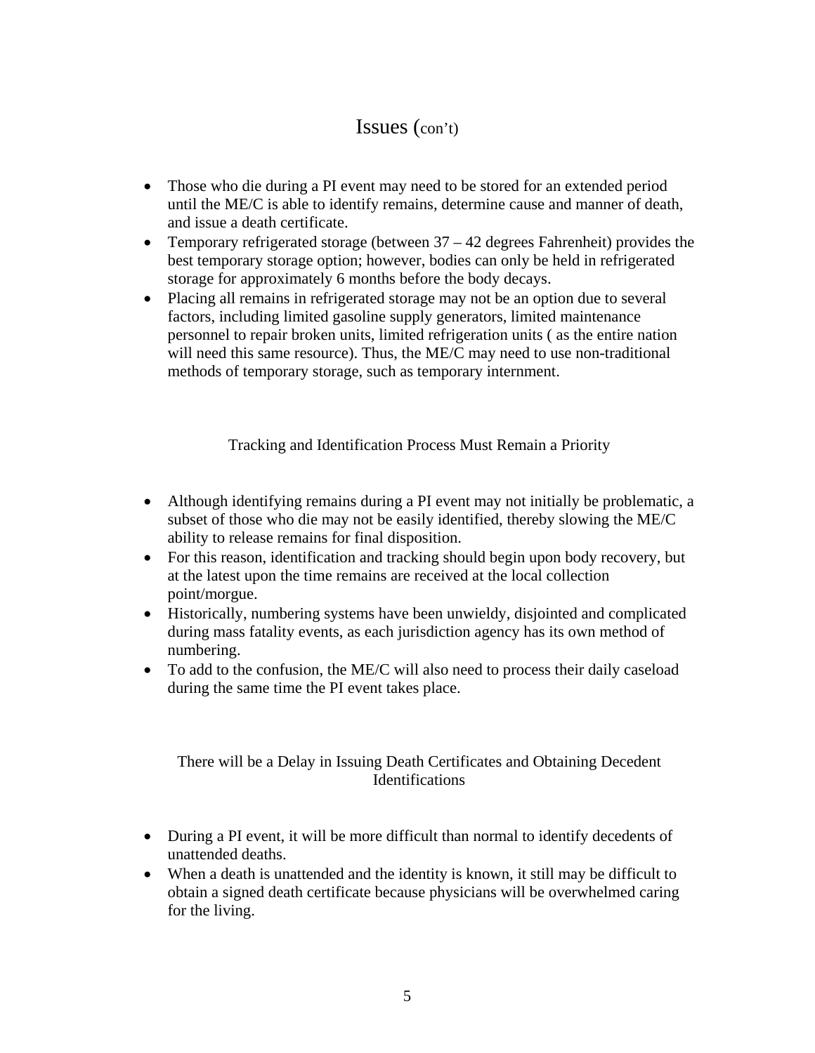## Issues (con't)

- Those who die during a PI event may need to be stored for an extended period until the ME/C is able to identify remains, determine cause and manner of death, and issue a death certificate.
- Temporary refrigerated storage (between 37 – 42 degrees Fahrenheit) provides the best temporary storage option; however, bodies can only be held in refrigerated storage for approximately 6 months before the body decays.
- Placing all remains in refrigerated storage may not be an option due to several factors, including limited gasoline supply generators, limited maintenance personnel to repair broken units, limited refrigeration units ( as the entire nation will need this same resource). Thus, the ME/C may need to use non-traditional methods of temporary storage, such as temporary internment.

### Tracking and Identification Process Must Remain a Priority

- Although identifying remains during a PI event may not initially be problematic, a subset of those who die may not be easily identified, thereby slowing the ME/C ability to release remains for final disposition.
- For this reason, identification and tracking should begin upon body recovery, but at the latest upon the time remains are received at the local collection point/morgue.
- Historically, numbering systems have been unwieldy, disjointed and complicated during mass fatality events, as each jurisdiction agency has its own method of numbering.
- To add to the confusion, the ME/C will also need to process their daily caseload during the same time the PI event takes place.

### There will be a Delay in Issuing Death Certificates and Obtaining Decedent Identifications

- During a PI event, it will be more difficult than normal to identify decedents of unattended deaths.
- When a death is unattended and the identity is known, it still may be difficult to obtain a signed death certificate because physicians will be overwhelmed caring for the living.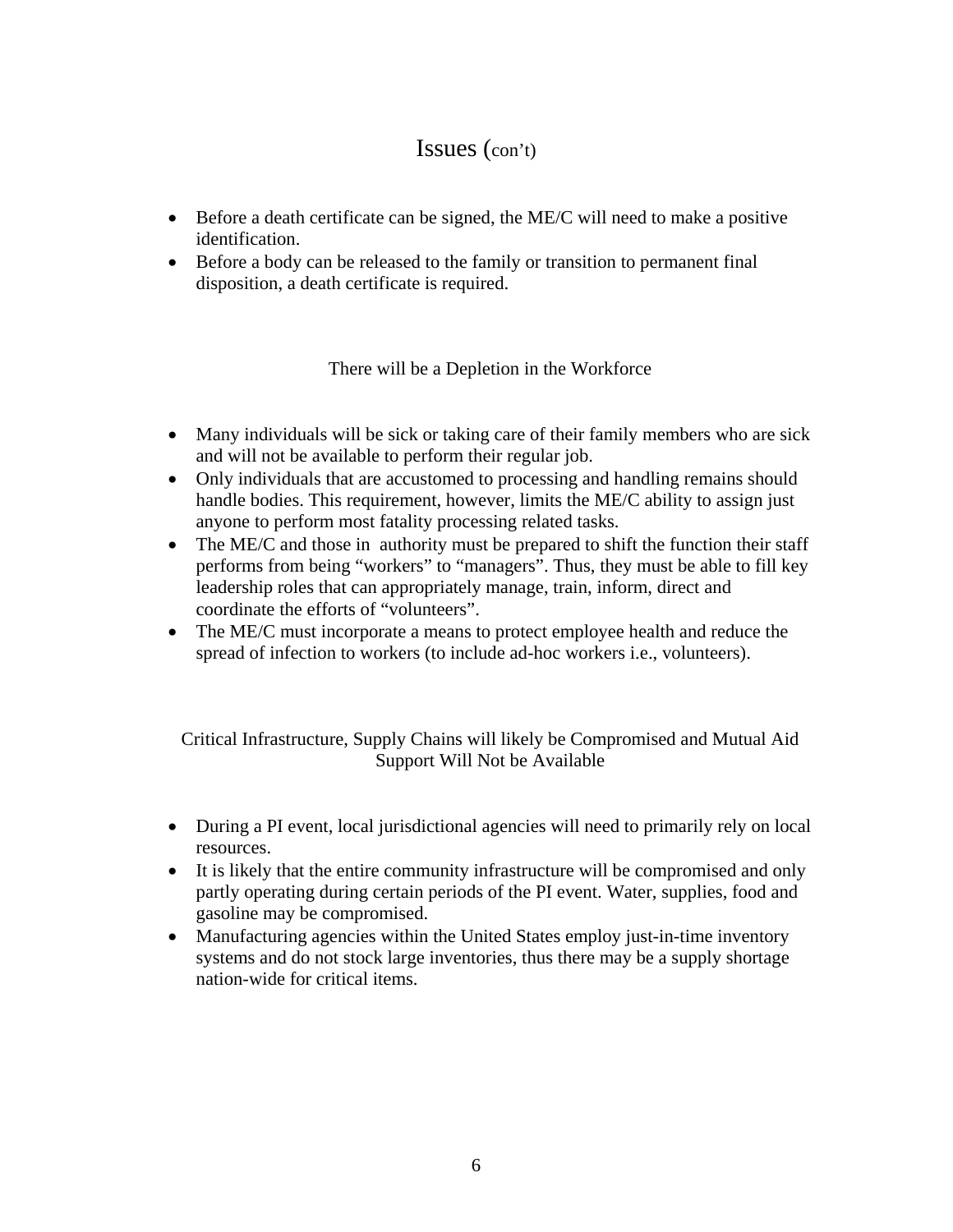## Issues (con't)

- Before a death certificate can be signed, the ME/C will need to make a positive identification.
- Before a body can be released to the family or transition to permanent final disposition, a death certificate is required.

### There will be a Depletion in the Workforce

- Many individuals will be sick or taking care of their family members who are sick and will not be available to perform their regular job.
- Only individuals that are accustomed to processing and handling remains should handle bodies. This requirement, however, limits the ME/C ability to assign just anyone to perform most fatality processing related tasks.
- The ME/C and those in authority must be prepared to shift the function their staff performs from being "workers" to "managers". Thus, they must be able to fill key leadership roles that can appropriately manage, train, inform, direct and coordinate the efforts of "volunteers".
- The ME/C must incorporate a means to protect employee health and reduce the spread of infection to workers (to include ad-hoc workers i.e., volunteers).

### Critical Infrastructure, Supply Chains will likely be Compromised and Mutual Aid Support Will Not be Available

- During a PI event, local jurisdictional agencies will need to primarily rely on local resources.
- It is likely that the entire community infrastructure will be compromised and only partly operating during certain periods of the PI event. Water, supplies, food and gasoline may be compromised.
- Manufacturing agencies within the United States employ just-in-time inventory systems and do not stock large inventories, thus there may be a supply shortage nation-wide for critical items.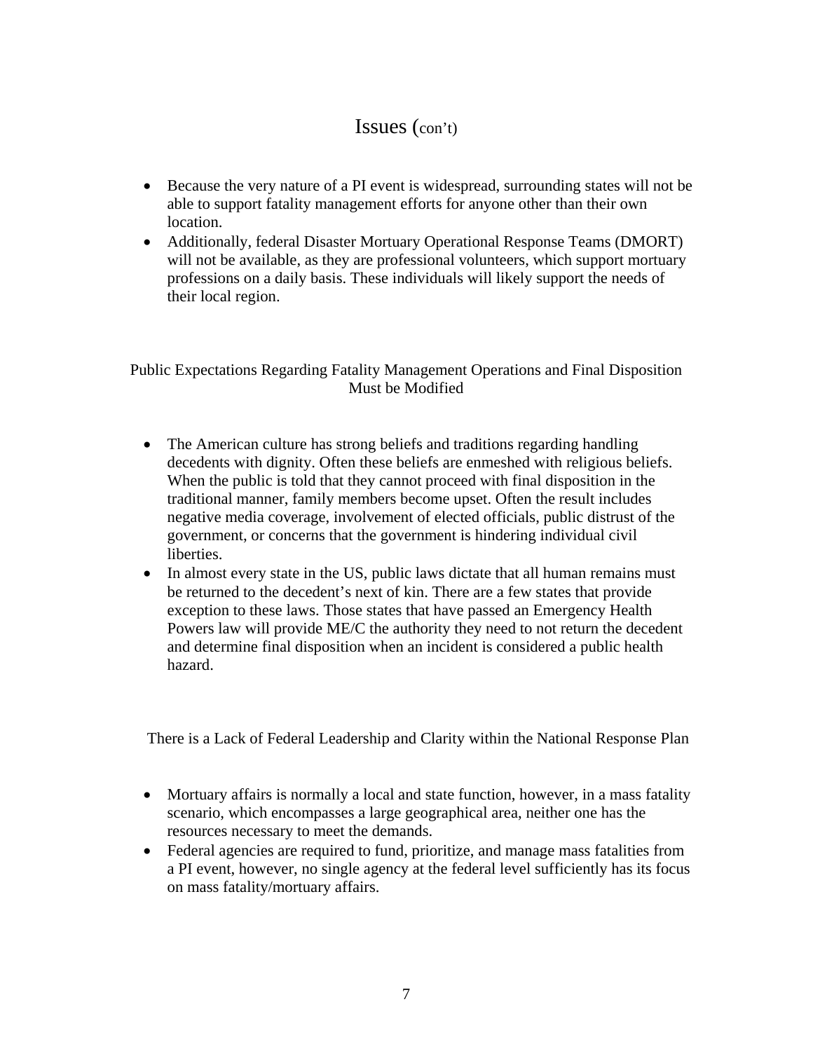## Issues (con't)

- Because the very nature of a PI event is widespread, surrounding states will not be able to support fatality management efforts for anyone other than their own location.
- Additionally, federal Disaster Mortuary Operational Response Teams (DMORT) will not be available, as they are professional volunteers, which support mortuary professions on a daily basis. These individuals will likely support the needs of their local region.

### Public Expectations Regarding Fatality Management Operations and Final Disposition Must be Modified

- The American culture has strong beliefs and traditions regarding handling decedents with dignity. Often these beliefs are enmeshed with religious beliefs. When the public is told that they cannot proceed with final disposition in the traditional manner, family members become upset. Often the result includes negative media coverage, involvement of elected officials, public distrust of the government, or concerns that the government is hindering individual civil liberties.
- In almost every state in the US, public laws dictate that all human remains must be returned to the decedent's next of kin. There are a few states that provide exception to these laws. Those states that have passed an Emergency Health Powers law will provide ME/C the authority they need to not return the decedent and determine final disposition when an incident is considered a public health hazard.

### There is a Lack of Federal Leadership and Clarity within the National Response Plan

- Mortuary affairs is normally a local and state function, however, in a mass fatality scenario, which encompasses a large geographical area, neither one has the resources necessary to meet the demands.
- Federal agencies are required to fund, prioritize, and manage mass fatalities from a PI event, however, no single agency at the federal level sufficiently has its focus on mass fatality/mortuary affairs.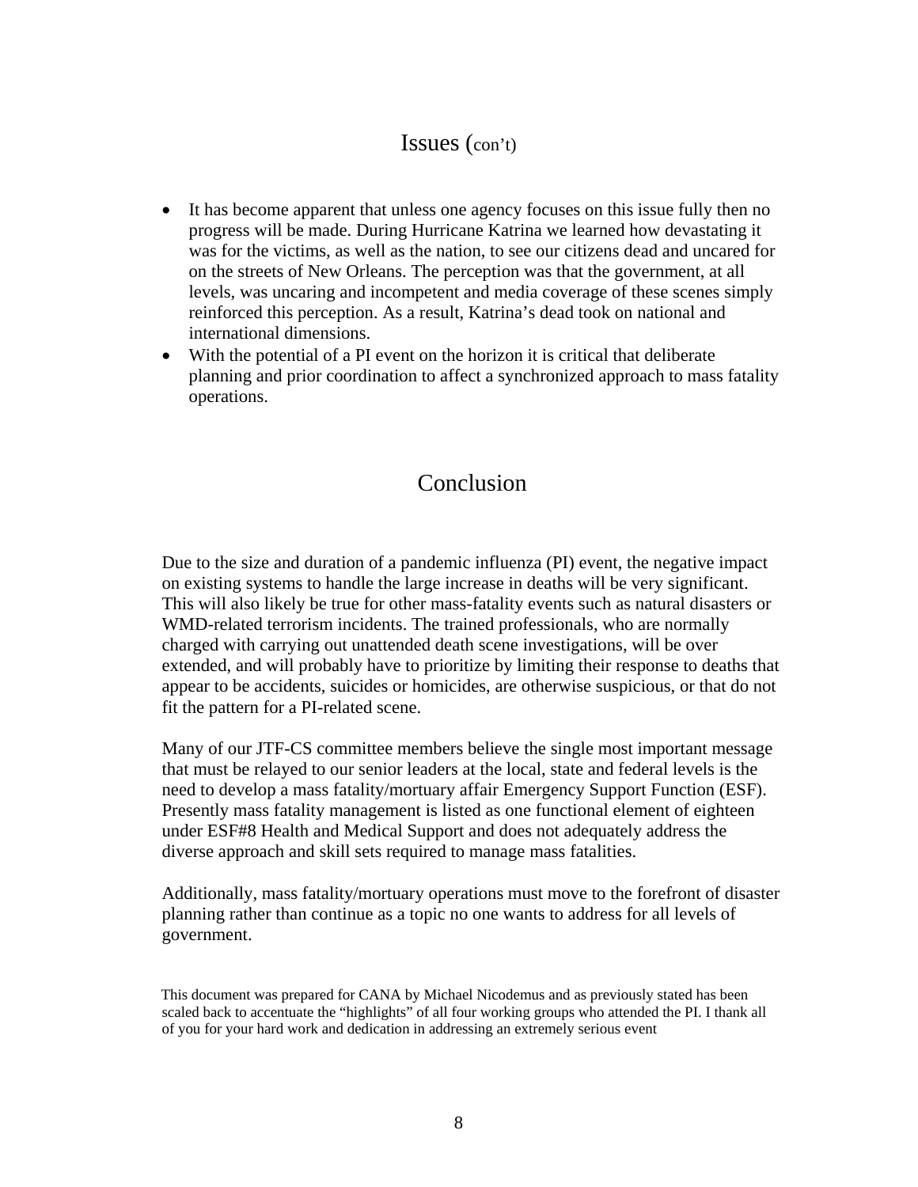## Issues (con't)

- It has become apparent that unless one agency focuses on this issue fully then no progress will be made. During Hurricane Katrina we learned how devastating it was for the victims, as well as the nation, to see our citizens dead and uncared for on the streets of New Orleans. The perception was that the government, at all levels, was uncaring and incompetent and media coverage of these scenes simply reinforced this perception. As a result, Katrina's dead took on national and international dimensions.
- With the potential of a PI event on the horizon it is critical that deliberate planning and prior coordination to affect a synchronized approach to mass fatality operations.

## Conclusion

Due to the size and duration of a pandemic influenza (PI) event, the negative impact on existing systems to handle the large increase in deaths will be very significant. This will also likely be true for other mass-fatality events such as natural disasters or WMD-related terrorism incidents. The trained professionals, who are normally charged with carrying out unattended death scene investigations, will be over extended, and will probably have to prioritize by limiting their response to deaths that appear to be accidents, suicides or homicides, are otherwise suspicious, or that do not fit the pattern for a PI-related scene.

Many of our JTF-CS committee members believe the single most important message that must be relayed to our senior leaders at the local, state and federal levels is the need to develop a mass fatality/mortuary affair Emergency Support Function (ESF). Presently mass fatality management is listed as one functional element of eighteen under ESF#8 Health and Medical Support and does not adequately address the diverse approach and skill sets required to manage mass fatalities.

Additionally, mass fatality/mortuary operations must move to the forefront of disaster planning rather than continue as a topic no one wants to address for all levels of government.

This document was prepared for CANA by Michael Nicodemus and as previously stated has been scaled back to accentuate the "highlights" of all four working groups who attended the PI. I thank all of you for your hard work and dedication in addressing an extremely serious event